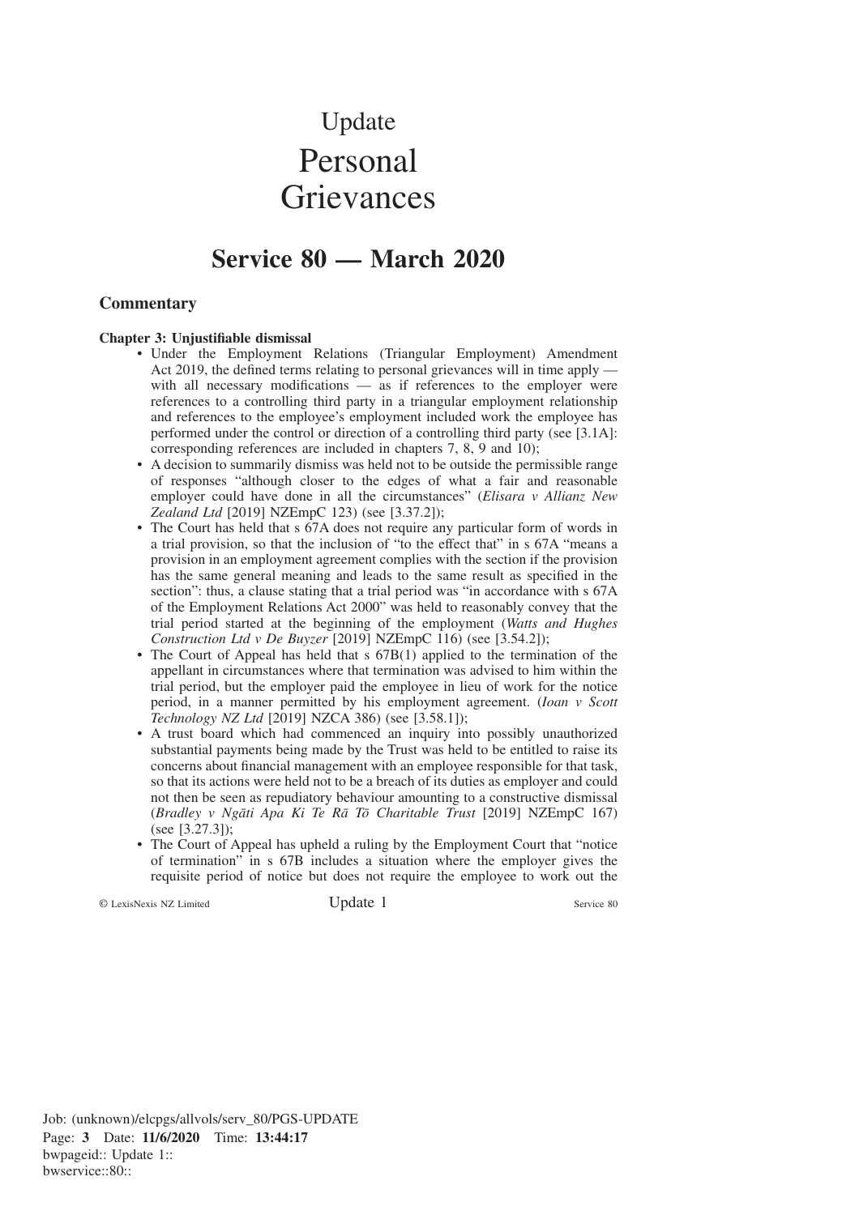# Update

# Personal Grievances

## Service 80 — March 2020

### Commentary

**Chapter 3: Unjustifiable dismissal**

- Under the Employment Relations (Triangular Employment) Amendment Act 2019, the defined terms relating to personal grievances will in time apply — with all necessary modifications — as if references to the employer were references to a controlling third party in a triangular employment relationship and references to the employee's employment included work the employee has performed under the control or direction of a controlling third party (see [3.1A]: corresponding references are included in chapters 7, 8, 9 and 10);
- A decision to summarily dismiss was held not to be outside the permissible range of responses "although closer to the edges of what a fair and reasonable employer could have done in all the circumstances" (*Elisara v Allianz New Zealand Ltd* [2019] NZEmpC 123) (see [3.37.2]);
- The Court has held that s 67A does not require any particular form of words in a trial provision, so that the inclusion of "to the effect that" in s 67A "means a provision in an employment agreement complies with the section if the provision has the same general meaning and leads to the same result as specified in the section": thus, a clause stating that a trial period was "in accordance with s 67A of the Employment Relations Act 2000" was held to reasonably convey that the trial period started at the beginning of the employment (*Watts and Hughes Construction Ltd v De Buyzer* [2019] NZEmpC 116) (see [3.54.2]);
- The Court of Appeal has held that s 67B(1) applied to the termination of the appellant in circumstances where that termination was advised to him within the trial period, but the employer paid the employee in lieu of work for the notice period, in a manner permitted by his employment agreement. (*Ioan v Scott Technology NZ Ltd* [2019] NZCA 386) (see [3.58.1]);
- A trust board which had commenced an inquiry into possibly unauthorized substantial payments being made by the Trust was held to be entitled to raise its concerns about financial management with an employee responsible for that task, so that its actions were held not to be a breach of its duties as employer and could not then be seen as repudiatory behaviour amounting to a constructive dismissal (*Bradley v Ngāti Apa Ki Te Rā Tō Charitable Trust* [2019] NZEmpC 167) (see [3.27.3]);
- The Court of Appeal has upheld a ruling by the Employment Court that "notice of termination" in s 67B includes a situation where the employer gives the requisite period of notice but does not require the employee to work out the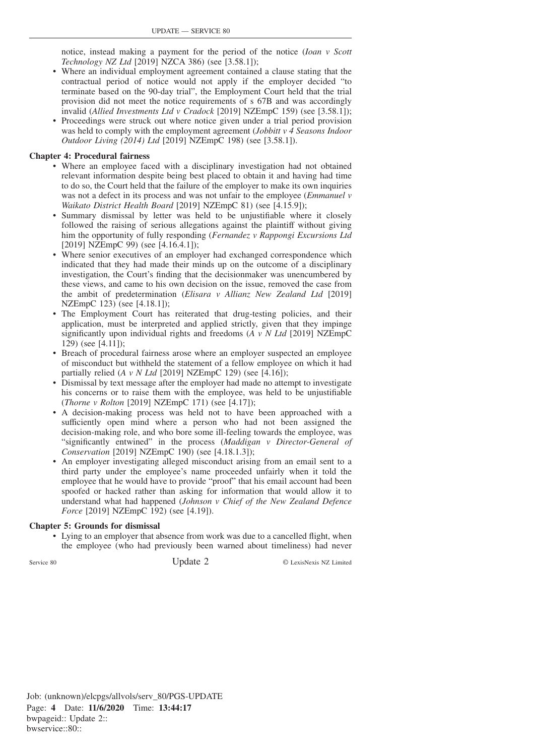notice, instead making a payment for the period of the notice (*Ioan v Scott Technology NZ Ltd* [2019] NZCA 386) (see [3.58.1]);

- Where an individual employment agreement contained a clause stating that the contractual period of notice would not apply if the employer decided "to terminate based on the 90-day trial", the Employment Court held that the trial provision did not meet the notice requirements of s 67B and was accordingly invalid (*Allied Investments Ltd v Cradock* [2019] NZEmpC 159) (see [3.58.1]);
- Proceedings were struck out where notice given under a trial period provision was held to comply with the employment agreement (*Jobbitt v 4 Seasons Indoor Outdoor Living (2014) Ltd* [2019] NZEmpC 198) (see [3.58.1]).

**Chapter 4: Procedural fairness**

- Where an employee faced with a disciplinary investigation had not obtained relevant information despite being best placed to obtain it and having had time to do so, the Court held that the failure of the employer to make its own inquiries was not a defect in its process and was not unfair to the employee (*Emmanuel v Waikato District Health Board* [2019] NZEmpC 81) (see [4.15.9]);
- Summary dismissal by letter was held to be unjustifiable where it closely followed the raising of serious allegations against the plaintiff without giving him the opportunity of fully responding (*Fernandez v Rappongi Excursions Ltd* [2019] NZEmpC 99) (see [4.16.4.1]);
- Where senior executives of an employer had exchanged correspondence which indicated that they had made their minds up on the outcome of a disciplinary investigation, the Court's finding that the decisionmaker was unencumbered by these views, and came to his own decision on the issue, removed the case from the ambit of predetermination (*Elisara v Allianz New Zealand Ltd* [2019] NZEmpC 123) (see [4.18.1]);
- The Employment Court has reiterated that drug-testing policies, and their application, must be interpreted and applied strictly, given that they impinge significantly upon individual rights and freedoms (*A v N Ltd* [2019] NZEmpC 129) (see [4.11]);
- Breach of procedural fairness arose where an employer suspected an employee of misconduct but withheld the statement of a fellow employee on which it had partially relied (*A v N Ltd* [2019] NZEmpC 129) (see [4.16]);
- Dismissal by text message after the employer had made no attempt to investigate his concerns or to raise them with the employee, was held to be unjustifiable (*Thorne v Rolton* [2019] NZEmpC 171) (see [4.17]);
- A decision-making process was held not to have been approached with a sufficiently open mind where a person who had not been assigned the decision-making role, and who bore some ill-feeling towards the employee, was "significantly entwined" in the process (*Maddigan v Director-General of Conservation* [2019] NZEmpC 190) (see [4.18.1.3]);
- An employer investigating alleged misconduct arising from an email sent to a third party under the employee's name proceeded unfairly when it told the employee that he would have to provide "proof" that his email account had been spoofed or hacked rather than asking for information that would allow it to understand what had happened (*Johnson v Chief of the New Zealand Defence Force* [2019] NZEmpC 192) (see [4.19]).

**Chapter 5: Grounds for dismissal**

- Lying to an employer that absence from work was due to a cancelled flight, when the employee (who had previously been warned about timeliness) had never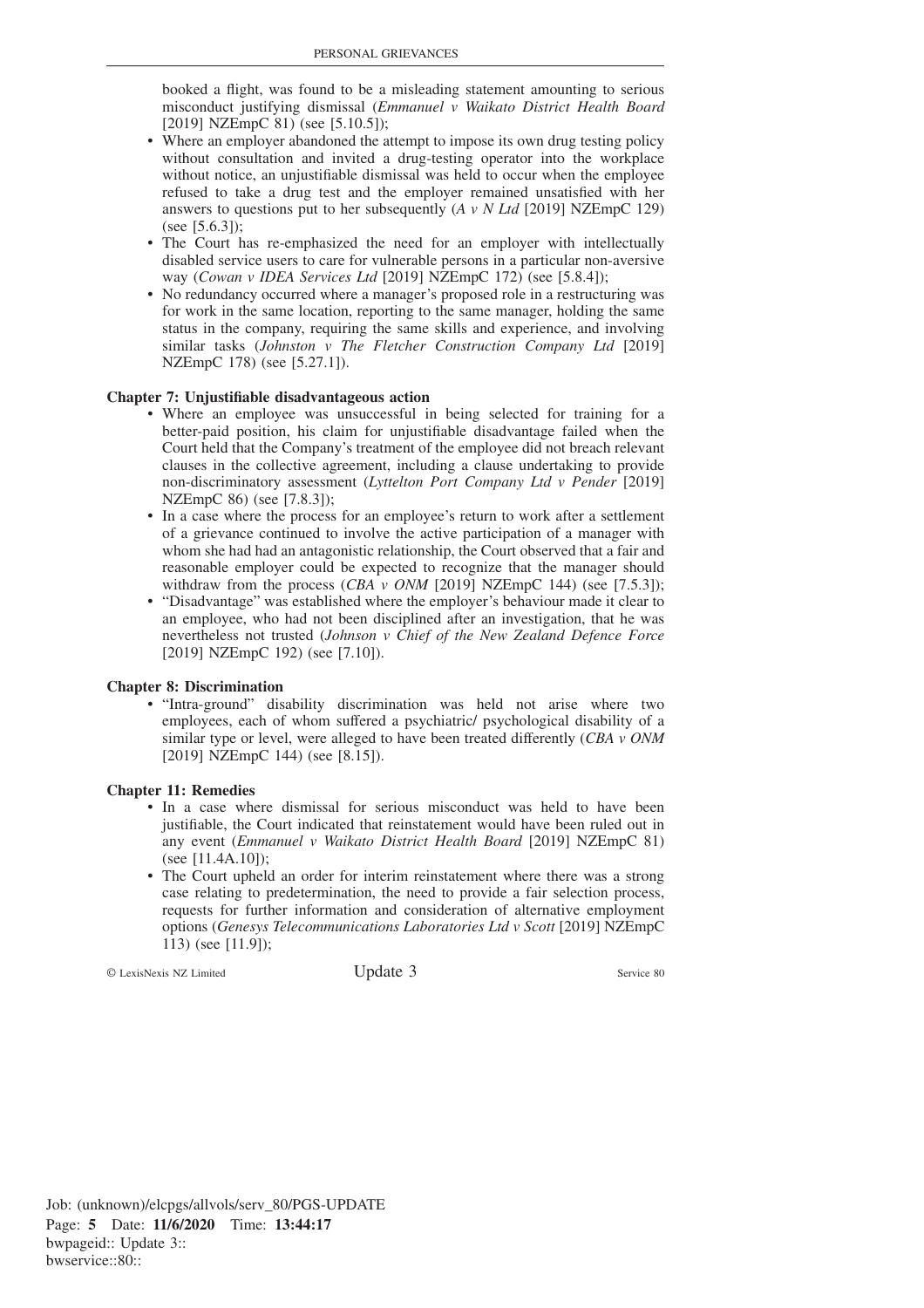booked a flight, was found to be a misleading statement amounting to serious misconduct justifying dismissal (*Emmanuel v Waikato District Health Board* [2019] NZEmpC 81) (see [5.10.5]);

- Where an employer abandoned the attempt to impose its own drug testing policy without consultation and invited a drug-testing operator into the workplace without notice, an unjustifiable dismissal was held to occur when the employee refused to take a drug test and the employer remained unsatisfied with her answers to questions put to her subsequently (*A v N Ltd* [2019] NZEmpC 129) (see [5.6.3]);
- The Court has re-emphasized the need for an employer with intellectually disabled service users to care for vulnerable persons in a particular non-aversive way (*Cowan v IDEA Services Ltd* [2019] NZEmpC 172) (see [5.8.4]);
- No redundancy occurred where a manager's proposed role in a restructuring was for work in the same location, reporting to the same manager, holding the same status in the company, requiring the same skills and experience, and involving similar tasks (*Johnston v The Fletcher Construction Company Ltd* [2019] NZEmpC 178) (see [5.27.1]).

**Chapter 7: Unjustifiable disadvantageous action**

- Where an employee was unsuccessful in being selected for training for a better-paid position, his claim for unjustifiable disadvantage failed when the Court held that the Company's treatment of the employee did not breach relevant clauses in the collective agreement, including a clause undertaking to provide non-discriminatory assessment (*Lyttelton Port Company Ltd v Pender* [2019] NZEmpC 86) (see [7.8.3]);
- In a case where the process for an employee's return to work after a settlement of a grievance continued to involve the active participation of a manager with whom she had had an antagonistic relationship, the Court observed that a fair and reasonable employer could be expected to recognize that the manager should withdraw from the process (*CBA v ONM* [2019] NZEmpC 144) (see [7.5.3]);
- "Disadvantage" was established where the employer's behaviour made it clear to an employee, who had not been disciplined after an investigation, that he was nevertheless not trusted (*Johnson v Chief of the New Zealand Defence Force* [2019] NZEmpC 192) (see [7.10]).

**Chapter 8: Discrimination**

- "Intra-ground" disability discrimination was held not arise where two employees, each of whom suffered a psychiatric/ psychological disability of a similar type or level, were alleged to have been treated differently (*CBA v ONM* [2019] NZEmpC 144) (see [8.15]).

**Chapter 11: Remedies**

- In a case where dismissal for serious misconduct was held to have been justifiable, the Court indicated that reinstatement would have been ruled out in any event (*Emmanuel v Waikato District Health Board* [2019] NZEmpC 81) (see [11.4A.10]);
- The Court upheld an order for interim reinstatement where there was a strong case relating to predetermination, the need to provide a fair selection process, requests for further information and consideration of alternative employment options (*Genesys Telecommunications Laboratories Ltd v Scott* [2019] NZEmpC 113) (see [11.9]);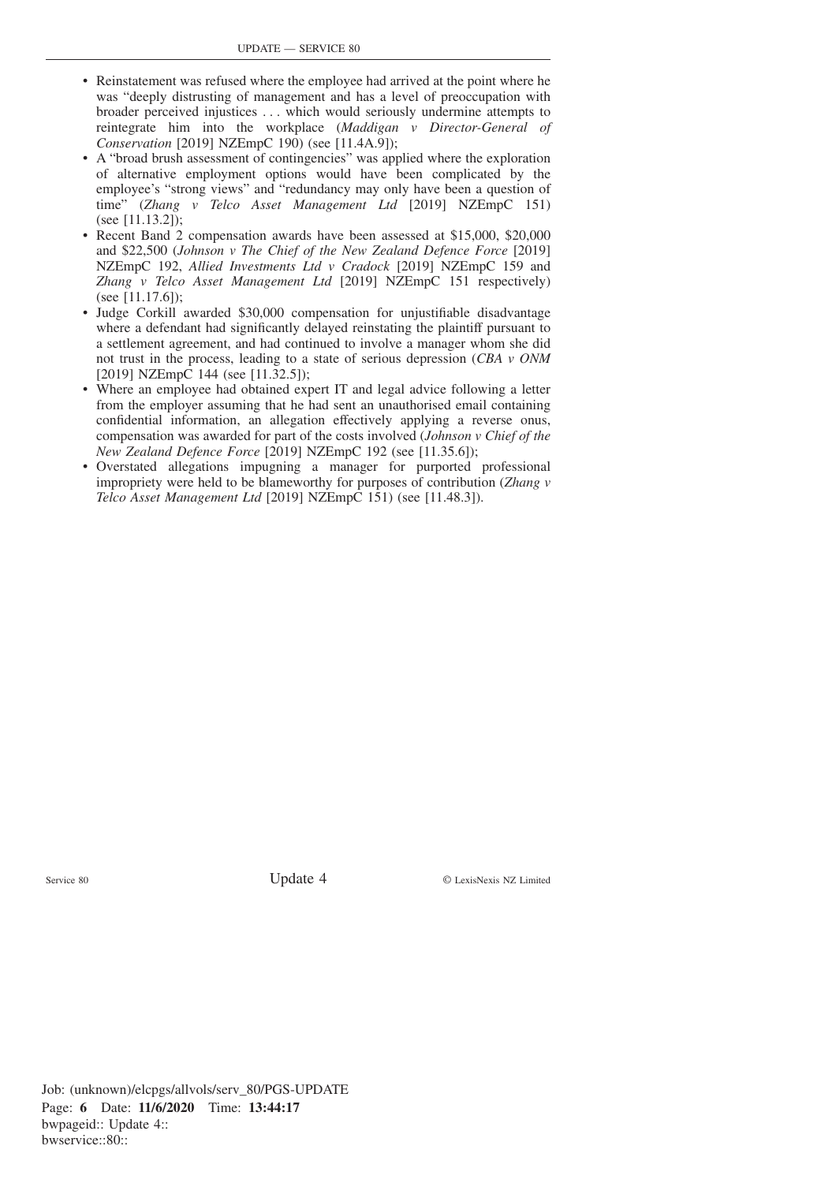- Reinstatement was refused where the employee had arrived at the point where he was "deeply distrusting of management and has a level of preoccupation with broader perceived injustices . . . which would seriously undermine attempts to reintegrate him into the workplace (*Maddigan v Director-General of Conservation* [2019] NZEmpC 190) (see [11.4A.9]);
- A "broad brush assessment of contingencies" was applied where the exploration of alternative employment options would have been complicated by the employee's "strong views" and "redundancy may only have been a question of time" (*Zhang v Telco Asset Management Ltd* [2019] NZEmpC 151) (see [11.13.2]);
- Recent Band 2 compensation awards have been assessed at $15,000, $20,000 and $22,500 (*Johnson v The Chief of the New Zealand Defence Force* [2019] NZEmpC 192, *Allied Investments Ltd v Cradock* [2019] NZEmpC 159 and *Zhang v Telco Asset Management Ltd* [2019] NZEmpC 151 respectively) (see [11.17.6]);
- Judge Corkill awarded $30,000 compensation for unjustifiable disadvantage where a defendant had significantly delayed reinstating the plaintiff pursuant to a settlement agreement, and had continued to involve a manager whom she did not trust in the process, leading to a state of serious depression (*CBA v ONM* [2019] NZEmpC 144 (see [11.32.5]);
- Where an employee had obtained expert IT and legal advice following a letter from the employer assuming that he had sent an unauthorised email containing confidential information, an allegation effectively applying a reverse onus, compensation was awarded for part of the costs involved (*Johnson v Chief of the New Zealand Defence Force* [2019] NZEmpC 192 (see [11.35.6]);
- Overstated allegations impugning a manager for purported professional impropriety were held to be blameworthy for purposes of contribution (*Zhang v Telco Asset Management Ltd* [2019] NZEmpC 151) (see [11.48.3]).